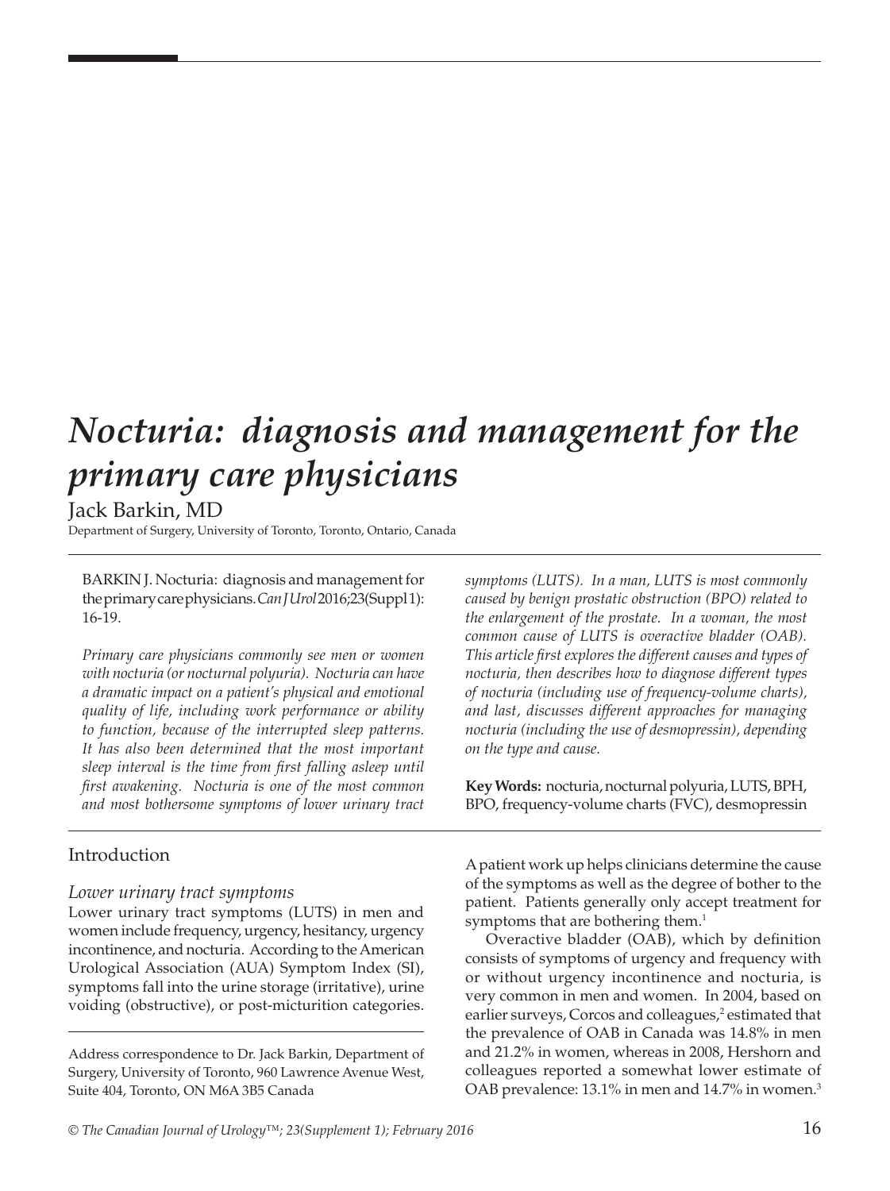# *Nocturia: diagnosis and management for the primary care physicians*

Jack Barkin, MD

Department of Surgery, University of Toronto, Toronto, Ontario, Canada

BARKIN J. Nocturia: diagnosis and management for the primary care physicians. *Can J Urol* 2016;23(Suppl 1): 16-19.

*Primary care physicians commonly see men or women with nocturia (or nocturnal polyuria). Nocturia can have a dramatic impact on a patient's physical and emotional quality of life, including work performance or ability to function, because of the interrupted sleep patterns. It has also been determined that the most important sleep interval is the time from first falling asleep until first awakening. Nocturia is one of the most common and most bothersome symptoms of lower urinary tract symptoms (LUTS). In a man, LUTS is most commonly caused by benign prostatic obstruction (BPO) related to the enlargement of the prostate. In a woman, the most common cause of LUTS is overactive bladder (OAB). This article first explores the different causes and types of nocturia, then describes how to diagnose different types of nocturia (including use of frequency-volume charts), and last, discusses different approaches for managing nocturia (including the use of desmopressin), depending on the type and cause.*

**Key Words:** nocturia, nocturnal polyuria, LUTS, BPH, BPO, frequency-volume charts (FVC), desmopressin

## Introduction

### *Lower urinary tract symptoms*

Lower urinary tract symptoms (LUTS) in men and women include frequency, urgency, hesitancy, urgency incontinence, and nocturia. According to the American Urological Association (AUA) Symptom Index (SI), symptoms fall into the urine storage (irritative), urine voiding (obstructive), or post-micturition categories. A patient work up helps clinicians determine the cause of the symptoms as well as the degree of bother to the patient. Patients generally only accept treatment for symptoms that are bothering them.[1]

Overactive bladder (OAB), which by definition consists of symptoms of urgency and frequency with or without urgency incontinence and nocturia, is very common in men and women. In 2004, based on earlier surveys, Corcos and colleagues,[2] estimated that the prevalence of OAB in Canada was 14.8% in men and 21.2% in women, whereas in 2008, Hershorn and colleagues reported a somewhat lower estimate of OAB prevalence: 13.1% in men and 14.7% in women.[3]

Address correspondence to Dr. Jack Barkin, Department of Surgery, University of Toronto, 960 Lawrence Avenue West, Suite 404, Toronto, ON M6A 3B5 Canada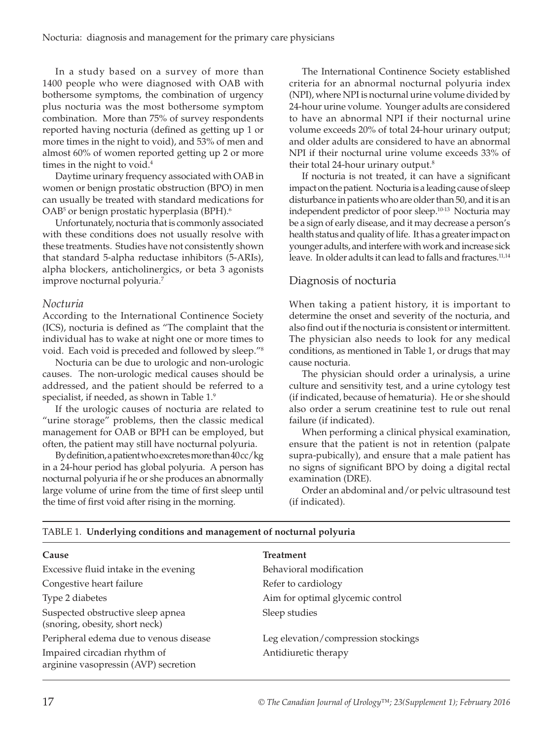In a study based on a survey of more than 1400 people who were diagnosed with OAB with bothersome symptoms, the combination of urgency plus nocturia was the most bothersome symptom combination. More than 75% of survey respondents reported having nocturia (defined as getting up 1 or more times in the night to void), and 53% of men and almost 60% of women reported getting up 2 or more times in the night to void.[4]

Daytime urinary frequency associated with OAB in women or benign prostatic obstruction (BPO) in men can usually be treated with standard medications for OAB[5] or benign prostatic hyperplasia (BPH).[6]

Unfortunately, nocturia that is commonly associated with these conditions does not usually resolve with these treatments. Studies have not consistently shown that standard 5-alpha reductase inhibitors (5-ARIs), alpha blockers, anticholinergics, or beta 3 agonists improve nocturnal polyuria.[7]

### *Nocturia*

According to the International Continence Society (ICS), nocturia is defined as "The complaint that the individual has to wake at night one or more times to void. Each void is preceded and followed by sleep."[8]

Nocturia can be due to urologic and non-urologic causes. The non-urologic medical causes should be addressed, and the patient should be referred to a specialist, if needed, as shown in Table 1.[9]

If the urologic causes of nocturia are related to "urine storage" problems, then the classic medical management for OAB or BPH can be employed, but often, the patient may still have nocturnal polyuria.

By definition, a patient who excretes more than 40 cc/kg in a 24-hour period has global polyuria. A person has nocturnal polyuria if he or she produces an abnormally large volume of urine from the time of first sleep until the time of first void after rising in the morning.

The International Continence Society established criteria for an abnormal nocturnal polyuria index (NPI), where NPI is nocturnal urine volume divided by 24-hour urine volume. Younger adults are considered to have an abnormal NPI if their nocturnal urine volume exceeds 20% of total 24-hour urinary output; and older adults are considered to have an abnormal NPI if their nocturnal urine volume exceeds 33% of their total 24-hour urinary output.[8]

If nocturia is not treated, it can have a significant impact on the patient. Nocturia is a leading cause of sleep disturbance in patients who are older than 50, and it is an independent predictor of poor sleep.[10-13] Nocturia may be a sign of early disease, and it may decrease a person's health status and quality of life. It has a greater impact on younger adults, and interfere with work and increase sick leave. In older adults it can lead to falls and fractures.[11,14]

## Diagnosis of nocturia

When taking a patient history, it is important to determine the onset and severity of the nocturia, and also find out if the nocturia is consistent or intermittent. The physician also needs to look for any medical conditions, as mentioned in Table 1, or drugs that may cause nocturia.

The physician should order a urinalysis, a urine culture and sensitivity test, and a urine cytology test (if indicated, because of hematuria). He or she should also order a serum creatinine test to rule out renal failure (if indicated).

When performing a clinical physical examination, ensure that the patient is not in retention (palpate supra-pubically), and ensure that a male patient has no signs of significant BPO by doing a digital rectal examination (DRE).

Order an abdominal and/or pelvic ultrasound test (if indicated).

TABLE 1. **Underlying conditions and management of nocturnal polyuria**

| Cause | Treatment |
|---|---|
| Excessive fluid intake in the evening | Behavioral modification |
| Congestive heart failure | Refer to cardiology |
| Type 2 diabetes | Aim for optimal glycemic control |
| Suspected obstructive sleep apnea (snoring, obesity, short neck) | Sleep studies |
| Peripheral edema due to venous disease | Leg elevation/compression stockings |
| Impaired circadian rhythm of arginine vasopressin (AVP) secretion | Antidiuretic therapy |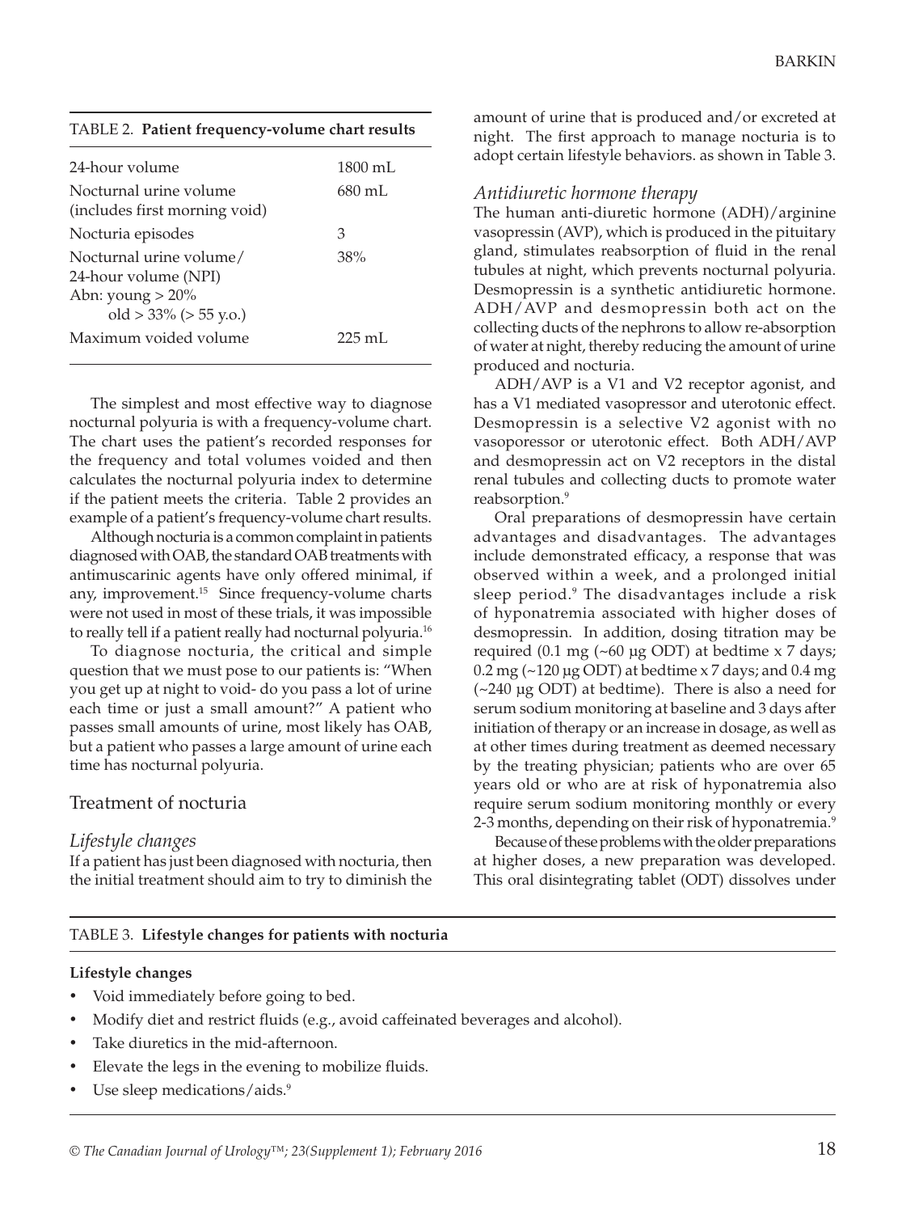TABLE 2. **Patient frequency-volume chart results**

| | |
|---|---|
| 24-hour volume | 1800 mL |
| Nocturnal urine volume (includes first morning void) | 680 mL |
| Nocturia episodes | 3 |
| Nocturnal urine volume/ 24-hour volume (NPI) Abn: young > 20% old > 33% (> 55 y.o.) | 38% |
| Maximum voided volume | 225 mL |

The simplest and most effective way to diagnose nocturnal polyuria is with a frequency-volume chart. The chart uses the patient's recorded responses for the frequency and total volumes voided and then calculates the nocturnal polyuria index to determine if the patient meets the criteria. Table 2 provides an example of a patient's frequency-volume chart results.

Although nocturia is a common complaint in patients diagnosed with OAB, the standard OAB treatments with antimuscarinic agents have only offered minimal, if any, improvement.[15] Since frequency-volume charts were not used in most of these trials, it was impossible to really tell if a patient really had nocturnal polyuria.[16]

To diagnose nocturia, the critical and simple question that we must pose to our patients is: "When you get up at night to void- do you pass a lot of urine each time or just a small amount?" A patient who passes small amounts of urine, most likely has OAB, but a patient who passes a large amount of urine each time has nocturnal polyuria.

## Treatment of nocturia

### *Lifestyle changes*

If a patient has just been diagnosed with nocturia, then the initial treatment should aim to try to diminish the amount of urine that is produced and/or excreted at night. The first approach to manage nocturia is to adopt certain lifestyle behaviors. as shown in Table 3.

### *Antidiuretic hormone therapy*

The human anti-diuretic hormone (ADH)/arginine vasopressin (AVP), which is produced in the pituitary gland, stimulates reabsorption of fluid in the renal tubules at night, which prevents nocturnal polyuria. Desmopressin is a synthetic antidiuretic hormone. ADH/AVP and desmopressin both act on the collecting ducts of the nephrons to allow re-absorption of water at night, thereby reducing the amount of urine produced and nocturia.

ADH/AVP is a V1 and V2 receptor agonist, and has a V1 mediated vasopressor and uterotonic effect. Desmopressin is a selective V2 agonist with no vasoporessor or uterotonic effect. Both ADH/AVP and desmopressin act on V2 receptors in the distal renal tubules and collecting ducts to promote water reabsorption.[9]

Oral preparations of desmopressin have certain advantages and disadvantages. The advantages include demonstrated efficacy, a response that was observed within a week, and a prolonged initial sleep period.[9] The disadvantages include a risk of hyponatremia associated with higher doses of desmopressin. In addition, dosing titration may be required (0.1 mg (~60 µg ODT) at bedtime x 7 days; 0.2 mg (~120 µg ODT) at bedtime x 7 days; and 0.4 mg (~240 µg ODT) at bedtime). There is also a need for serum sodium monitoring at baseline and 3 days after initiation of therapy or an increase in dosage, as well as at other times during treatment as deemed necessary by the treating physician; patients who are over 65 years old or who are at risk of hyponatremia also require serum sodium monitoring monthly or every 2-3 months, depending on their risk of hyponatremia.[9]

Because of these problems with the older preparations at higher doses, a new preparation was developed. This oral disintegrating tablet (ODT) dissolves under

TABLE 3. **Lifestyle changes for patients with nocturia**

**Lifestyle changes**

- Void immediately before going to bed.
- Modify diet and restrict fluids (e.g., avoid caffeinated beverages and alcohol).
- Take diuretics in the mid-afternoon.
- Elevate the legs in the evening to mobilize fluids.
- Use sleep medications/aids.[9]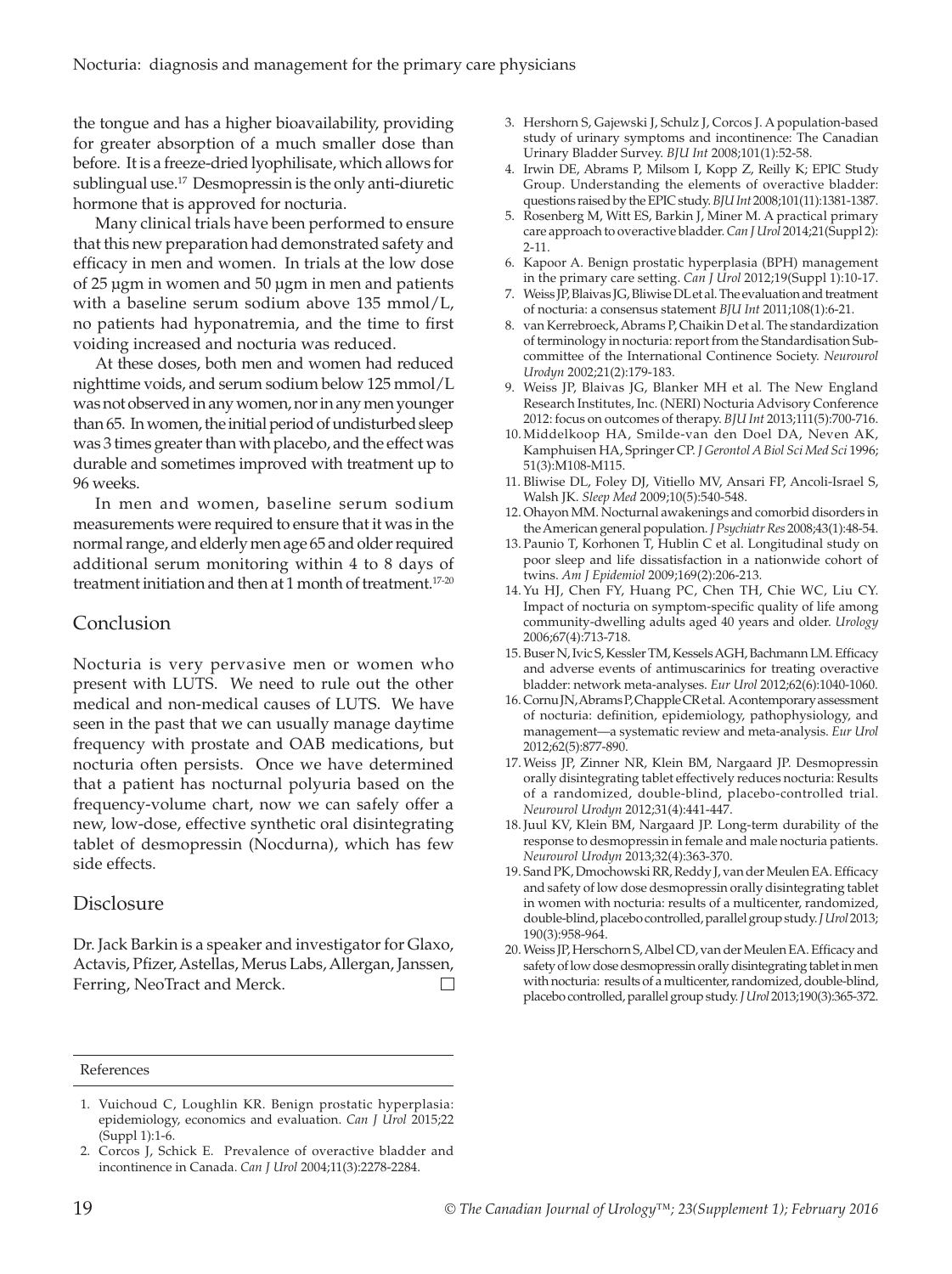the tongue and has a higher bioavailability, providing for greater absorption of a much smaller dose than before. It is a freeze-dried lyophilisate, which allows for sublingual use.[17] Desmopressin is the only anti-diuretic hormone that is approved for nocturia.

Many clinical trials have been performed to ensure that this new preparation had demonstrated safety and efficacy in men and women. In trials at the low dose of 25 µgm in women and 50 µgm in men and patients with a baseline serum sodium above 135 mmol/L, no patients had hyponatremia, and the time to first voiding increased and nocturia was reduced.

At these doses, both men and women had reduced nighttime voids, and serum sodium below 125 mmol/L was not observed in any women, nor in any men younger than 65. In women, the initial period of undisturbed sleep was 3 times greater than with placebo, and the effect was durable and sometimes improved with treatment up to 96 weeks.

In men and women, baseline serum sodium measurements were required to ensure that it was in the normal range, and elderly men age 65 and older required additional serum monitoring within 4 to 8 days of treatment initiation and then at 1 month of treatment.[17-20]

## Conclusion

Nocturia is very pervasive men or women who present with LUTS. We need to rule out the other medical and non-medical causes of LUTS. We have seen in the past that we can usually manage daytime frequency with prostate and OAB medications, but nocturia often persists. Once we have determined that a patient has nocturnal polyuria based on the frequency-volume chart, now we can safely offer a new, low-dose, effective synthetic oral disintegrating tablet of desmopressin (Nocdurna), which has few side effects.

## Disclosure

Dr. Jack Barkin is a speaker and investigator for Glaxo, Actavis, Pfizer, Astellas, Merus Labs, Allergan, Janssen, Ferring, NeoTract and Merck.

## References

1. Vuichoud C, Loughlin KR. Benign prostatic hyperplasia: epidemiology, economics and evaluation. *Can J Urol* 2015;22 (Suppl 1):1-6.
2. Corcos J, Schick E. Prevalence of overactive bladder and incontinence in Canada. *Can J Urol* 2004;11(3):2278-2284.
3. Hershorn S, Gajewski J, Schulz J, Corcos J. A population-based study of urinary symptoms and incontinence: The Canadian Urinary Bladder Survey. *BJU Int* 2008;101(1):52-58.
4. Irwin DE, Abrams P, Milsom I, Kopp Z, Reilly K; EPIC Study Group. Understanding the elements of overactive bladder: questions raised by the EPIC study. *BJU Int* 2008;101(11):1381-1387.
5. Rosenberg M, Witt ES, Barkin J, Miner M. A practical primary care approach to overactive bladder. *Can J Urol* 2014;21(Suppl 2): 2-11.
6. Kapoor A. Benign prostatic hyperplasia (BPH) management in the primary care setting. *Can J Urol* 2012;19(Suppl 1):10-17.
7. Weiss JP, Blaivas JG, Bliwise DL et al. The evaluation and treatment of nocturia: a consensus statement *BJU Int* 2011;108(1):6-21.
8. van Kerrebroeck, Abrams P, Chaikin D et al. The standardization of terminology in nocturia: report from the Standardisation Sub-committee of the International Continence Society. *Neurourol Urodyn* 2002;21(2):179-183.
9. Weiss JP, Blaivas JG, Blanker MH et al. The New England Research Institutes, Inc. (NERI) Nocturia Advisory Conference 2012: focus on outcomes of therapy. *BJU Int* 2013;111(5):700-716.
10. Middelkoop HA, Smilde-van den Doel DA, Neven AK, Kamphuisen HA, Springer CP. *J Gerontol A Biol Sci Med Sci* 1996; 51(3):M108-M115.
11. Bliwise DL, Foley DJ, Vitiello MV, Ansari FP, Ancoli-Israel S, Walsh JK. *Sleep Med* 2009;10(5):540-548.
12. Ohayon MM. Nocturnal awakenings and comorbid disorders in the American general population. *J Psychiatr Res* 2008;43(1):48-54.
13. Paunio T, Korhonen T, Hublin C et al. Longitudinal study on poor sleep and life dissatisfaction in a nationwide cohort of twins. *Am J Epidemiol* 2009;169(2):206-213.
14. Yu HJ, Chen FY, Huang PC, Chen TH, Chie WC, Liu CY. Impact of nocturia on symptom-specific quality of life among community-dwelling adults aged 40 years and older. *Urology* 2006;67(4):713-718.
15. Buser N, Ivic S, Kessler TM, Kessels AGH, Bachmann LM. Efficacy and adverse events of antimuscarinics for treating overactive bladder: network meta-analyses. *Eur Urol* 2012;62(6):1040-1060.
16. Cornu JN, Abrams P, Chapple CR et al. A contemporary assessment of nocturia: definition, epidemiology, pathophysiology, and management—a systematic review and meta-analysis. *Eur Urol* 2012;62(5):877-890.
17. Weiss JP, Zinner NR, Klein BM, Nargaard JP. Desmopressin orally disintegrating tablet effectively reduces nocturia: Results of a randomized, double-blind, placebo-controlled trial. *Neurourol Urodyn* 2012;31(4):441-447.
18. Juul KV, Klein BM, Nargaard JP. Long-term durability of the response to desmopressin in female and male nocturia patients. *Neurourol Urodyn* 2013;32(4):363-370.
19. Sand PK, Dmochowski RR, Reddy J, van der Meulen EA. Efficacy and safety of low dose desmopressin orally disintegrating tablet in women with nocturia: results of a multicenter, randomized, double-blind, placebo controlled, parallel group study. *J Urol* 2013; 190(3):958-964.
20. Weiss JP, Herschorn S, Albel CD, van der Meulen EA. Efficacy and safety of low dose desmopressin orally disintegrating tablet in men with nocturia: results of a multicenter, randomized, double-blind, placebo controlled, parallel group study. *J Urol* 2013;190(3):365-372.